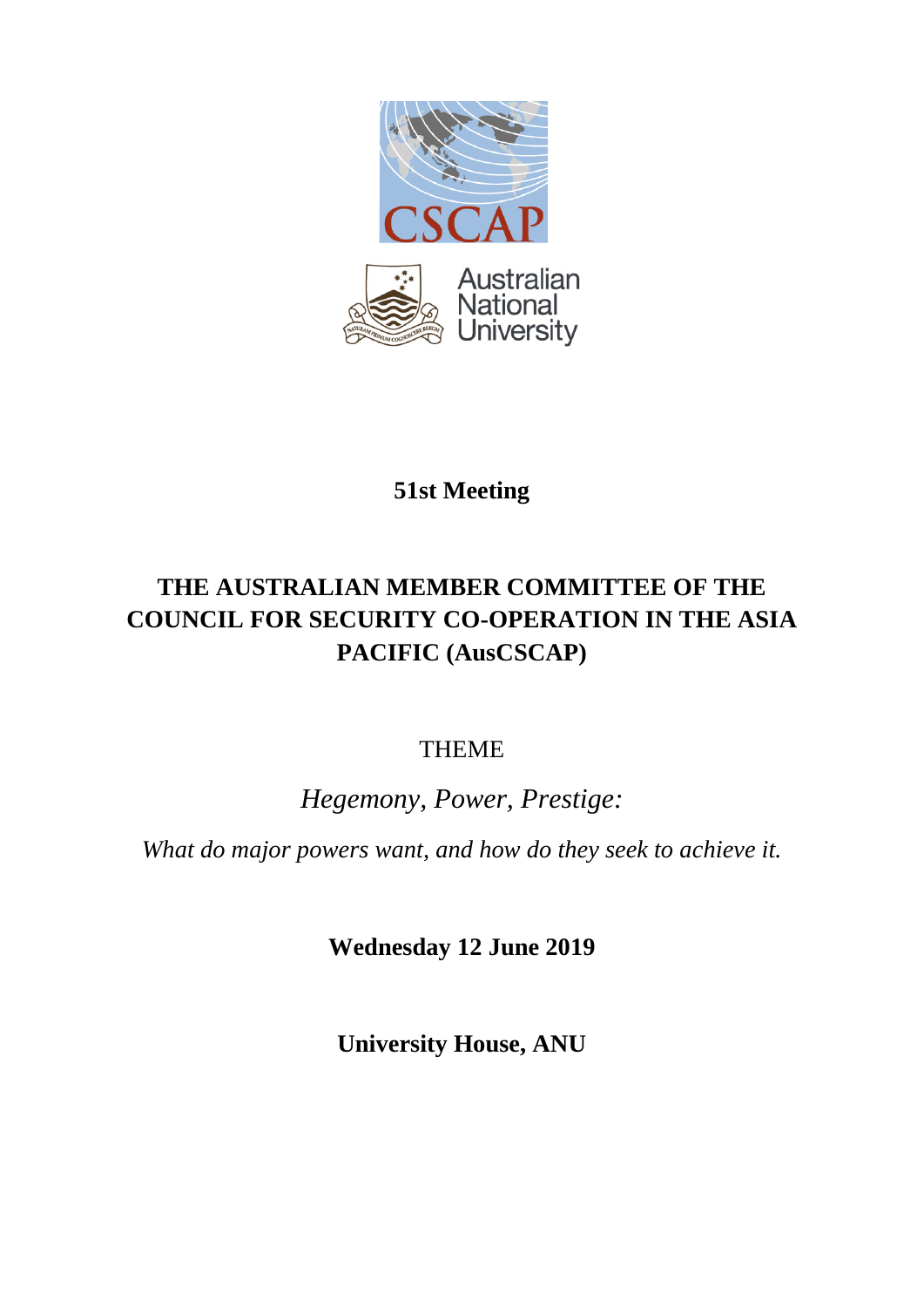CSCAP

Australian National University

**51st Meeting**

# THE AUSTRALIAN MEMBER COMMITTEE OF THE COUNCIL FOR SECURITY CO-OPERATION IN THE ASIA PACIFIC (AusCSCAP)

THEME

*Hegemony, Power, Prestige:*

*What do major powers want, and how do they seek to achieve it.*

**Wednesday 12 June 2019**

**University House, ANU**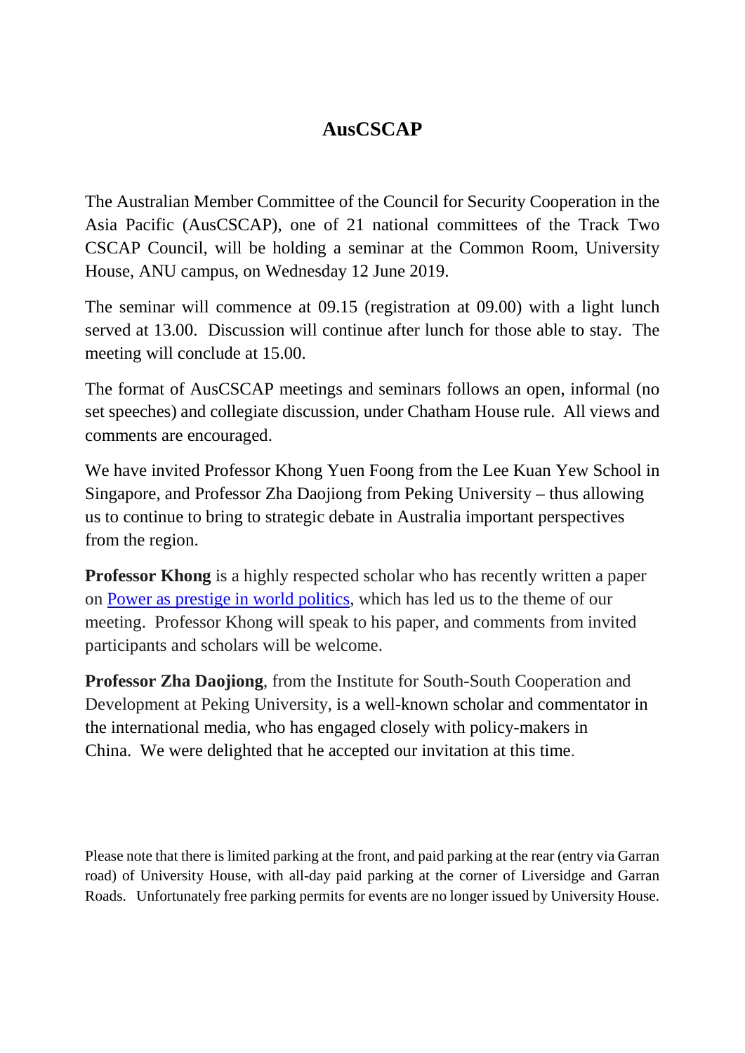# AusCSCAP

The Australian Member Committee of the Council for Security Cooperation in the Asia Pacific (AusCSCAP), one of 21 national committees of the Track Two CSCAP Council, will be holding a seminar at the Common Room, University House, ANU campus, on Wednesday 12 June 2019.

The seminar will commence at 09.15 (registration at 09.00) with a light lunch served at 13.00. Discussion will continue after lunch for those able to stay. The meeting will conclude at 15.00.

The format of AusCSCAP meetings and seminars follows an open, informal (no set speeches) and collegiate discussion, under Chatham House rule. All views and comments are encouraged.

We have invited Professor Khong Yuen Foong from the Lee Kuan Yew School in Singapore, and Professor Zha Daojiong from Peking University – thus allowing us to continue to bring to strategic debate in Australia important perspectives from the region.

**Professor Khong** is a highly respected scholar who has recently written a paper on Power as prestige in world politics, which has led us to the theme of our meeting. Professor Khong will speak to his paper, and comments from invited participants and scholars will be welcome.

**Professor Zha Daojiong**, from the Institute for South-South Cooperation and Development at Peking University, is a well-known scholar and commentator in the international media, who has engaged closely with policy-makers in China. We were delighted that he accepted our invitation at this time.

Please note that there is limited parking at the front, and paid parking at the rear (entry via Garran road) of University House, with all-day paid parking at the corner of Liversidge and Garran Roads. Unfortunately free parking permits for events are no longer issued by University House.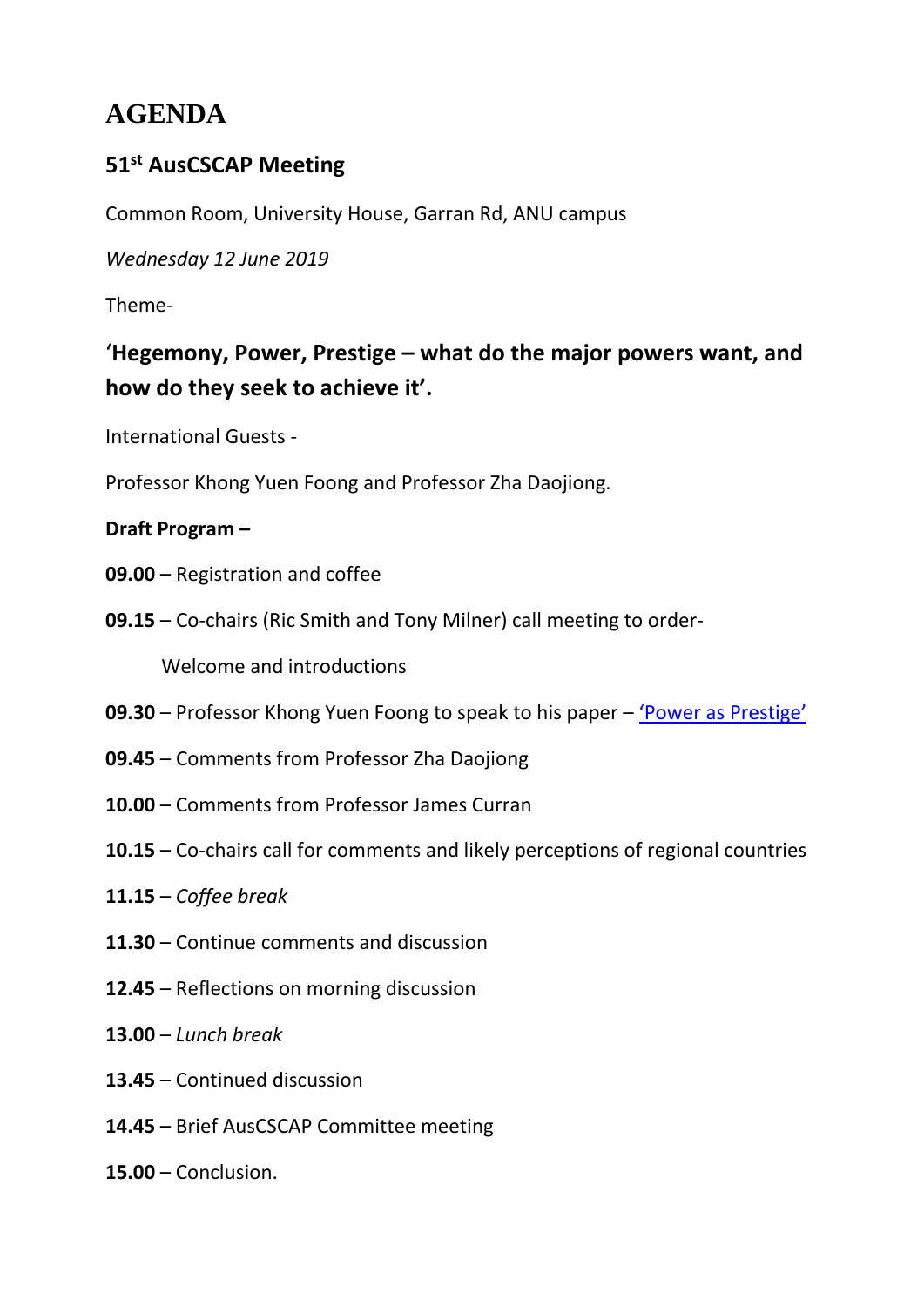# AGENDA

## 51st AusCSCAP Meeting

Common Room, University House, Garran Rd, ANU campus

*Wednesday 12 June 2019*

Theme-

## '**Hegemony, Power, Prestige – what do the major powers want, and how do they seek to achieve it'.**

International Guests -

Professor Khong Yuen Foong and Professor Zha Daojiong.

**Draft Program –**

**09.00** – Registration and coffee

**09.15** – Co-chairs (Ric Smith and Tony Milner) call meeting to order-

Welcome and introductions

**09.30** – Professor Khong Yuen Foong to speak to his paper – 'Power as Prestige'

**09.45** – Comments from Professor Zha Daojiong

**10.00** – Comments from Professor James Curran

**10.15** – Co-chairs call for comments and likely perceptions of regional countries

**11.15** – *Coffee break*

**11.30** – Continue comments and discussion

**12.45** – Reflections on morning discussion

**13.00** – *Lunch break*

**13.45** – Continued discussion

**14.45** – Brief AusCSCAP Committee meeting

**15.00** – Conclusion.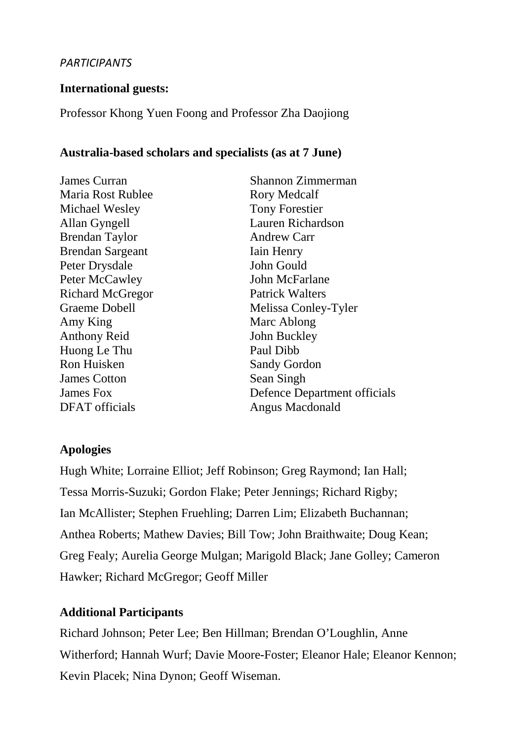*PARTICIPANTS*

**International guests:**

Professor Khong Yuen Foong and Professor Zha Daojiong

**Australia-based scholars and specialists (as at 7 June)**

James Curran
Maria Rost Rublee
Michael Wesley
Allan Gyngell
Brendan Taylor
Brendan Sargeant
Peter Drysdale
Peter McCawley
Richard McGregor
Graeme Dobell
Amy King
Anthony Reid
Huong Le Thu
Ron Huisken
James Cotton
James Fox
DFAT officials
Shannon Zimmerman
Rory Medcalf
Tony Forestier
Lauren Richardson
Andrew Carr
Iain Henry
John Gould
John McFarlane
Patrick Walters
Melissa Conley-Tyler
Marc Ablong
John Buckley
Paul Dibb
Sandy Gordon
Sean Singh
Defence Department officials
Angus Macdonald

**Apologies**

Hugh White; Lorraine Elliot; Jeff Robinson; Greg Raymond; Ian Hall; Tessa Morris-Suzuki; Gordon Flake; Peter Jennings; Richard Rigby; Ian McAllister; Stephen Fruehling; Darren Lim; Elizabeth Buchannan; Anthea Roberts; Mathew Davies; Bill Tow; John Braithwaite; Doug Kean; Greg Fealy; Aurelia George Mulgan; Marigold Black; Jane Golley; Cameron Hawker; Richard McGregor; Geoff Miller

**Additional Participants**

Richard Johnson; Peter Lee; Ben Hillman; Brendan O'Loughlin, Anne Witherford; Hannah Wurf; Davie Moore-Foster; Eleanor Hale; Eleanor Kennon; Kevin Placek; Nina Dynon; Geoff Wiseman.